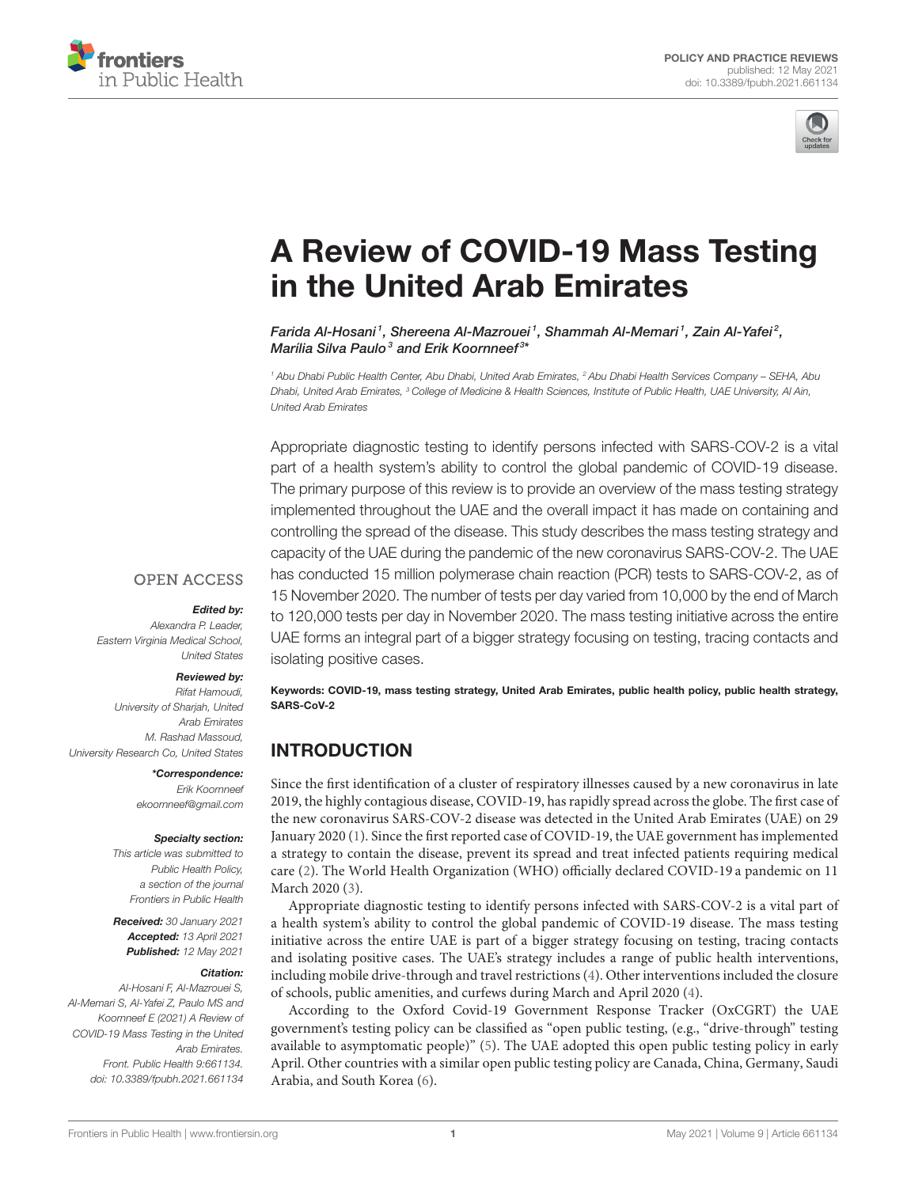POLICY AND PRACTICE REVIEWS
published: 12 May 2021
doi: 10.3389/fpubh.2021.661134

# A Review of COVID-19 Mass Testing in the United Arab Emirates

*Farida Al-Hosani[1], Shereena Al-Mazrouei[1], Shammah Al-Memari[1], Zain Al-Yafei[2], Marília Silva Paulo[3] and Erik Koornneef[3]**

[1] Abu Dhabi Public Health Center, Abu Dhabi, United Arab Emirates, [2] Abu Dhabi Health Services Company – SEHA, Abu Dhabi, United Arab Emirates, [3] College of Medicine & Health Sciences, Institute of Public Health, UAE University, Al Ain, United Arab Emirates

Appropriate diagnostic testing to identify persons infected with SARS-COV-2 is a vital part of a health system's ability to control the global pandemic of COVID-19 disease. The primary purpose of this review is to provide an overview of the mass testing strategy implemented throughout the UAE and the overall impact it has made on containing and controlling the spread of the disease. This study describes the mass testing strategy and capacity of the UAE during the pandemic of the new coronavirus SARS-COV-2. The UAE has conducted 15 million polymerase chain reaction (PCR) tests to SARS-COV-2, as of 15 November 2020. The number of tests per day varied from 10,000 by the end of March to 120,000 tests per day in November 2020. The mass testing initiative across the entire UAE forms an integral part of a bigger strategy focusing on testing, tracing contacts and isolating positive cases.

**Keywords: COVID-19, mass testing strategy, United Arab Emirates, public health policy, public health strategy, SARS-CoV-2**

OPEN ACCESS

***Edited by:***
*Alexandra P. Leader,*
*Eastern Virginia Medical School, United States*

***Reviewed by:***
*Rifat Hamoudi,*
*University of Sharjah, United Arab Emirates*
*M. Rashad Massoud,*
*University Research Co, United States*

****Correspondence:***
*Erik Koornneef*
*ekoornneef@gmail.com*

***Specialty section:***
*This article was submitted to Public Health Policy, a section of the journal Frontiers in Public Health*

***Received:*** *30 January 2021*
***Accepted:*** *13 April 2021*
***Published:*** *12 May 2021*

***Citation:***
*Al-Hosani F, Al-Mazrouei S, Al-Memari S, Al-Yafei Z, Paulo MS and Koornneef E (2021) A Review of COVID-19 Mass Testing in the United Arab Emirates. Front. Public Health 9:661134. doi: 10.3389/fpubh.2021.661134*

## INTRODUCTION

Since the first identification of a cluster of respiratory illnesses caused by a new coronavirus in late 2019, the highly contagious disease, COVID-19, has rapidly spread across the globe. The first case of the new coronavirus SARS-COV-2 disease was detected in the United Arab Emirates (UAE) on 29 January 2020 (1). Since the first reported case of COVID-19, the UAE government has implemented a strategy to contain the disease, prevent its spread and treat infected patients requiring medical care (2). The World Health Organization (WHO) officially declared COVID-19 a pandemic on 11 March 2020 (3).

Appropriate diagnostic testing to identify persons infected with SARS-COV-2 is a vital part of a health system's ability to control the global pandemic of COVID-19 disease. The mass testing initiative across the entire UAE is part of a bigger strategy focusing on testing, tracing contacts and isolating positive cases. The UAE's strategy includes a range of public health interventions, including mobile drive-through and travel restrictions (4). Other interventions included the closure of schools, public amenities, and curfews during March and April 2020 (4).

According to the Oxford Covid-19 Government Response Tracker (OxCGRT) the UAE government's testing policy can be classified as "open public testing, (e.g., "drive-through" testing available to asymptomatic people)" (5). The UAE adopted this open public testing policy in early April. Other countries with a similar open public testing policy are Canada, China, Germany, Saudi Arabia, and South Korea (6).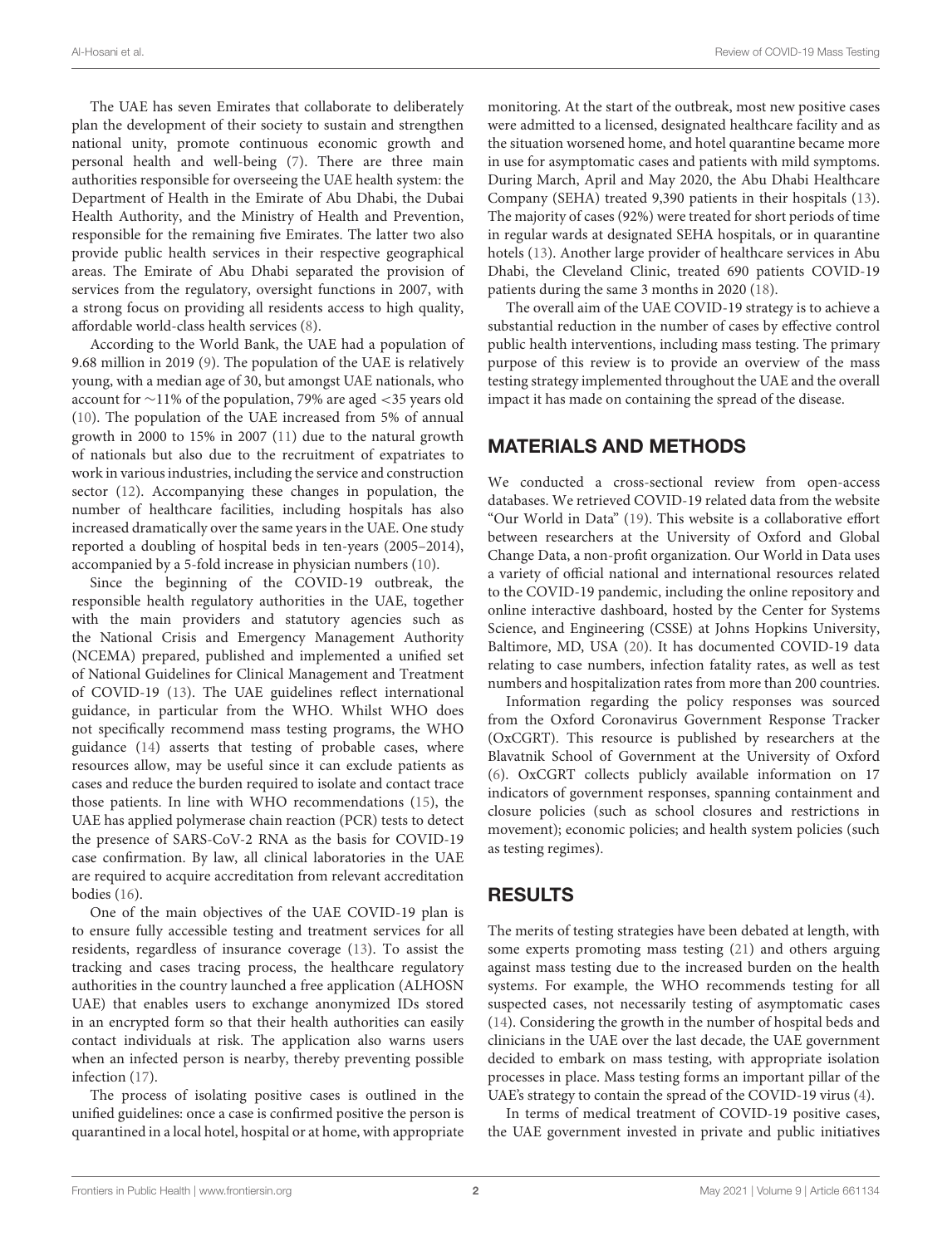The UAE has seven Emirates that collaborate to deliberately plan the development of their society to sustain and strengthen national unity, promote continuous economic growth and personal health and well-being (7). There are three main authorities responsible for overseeing the UAE health system: the Department of Health in the Emirate of Abu Dhabi, the Dubai Health Authority, and the Ministry of Health and Prevention, responsible for the remaining five Emirates. The latter two also provide public health services in their respective geographical areas. The Emirate of Abu Dhabi separated the provision of services from the regulatory, oversight functions in 2007, with a strong focus on providing all residents access to high quality, affordable world-class health services (8).

According to the World Bank, the UAE had a population of 9.68 million in 2019 (9). The population of the UAE is relatively young, with a median age of 30, but amongst UAE nationals, who account for ∼11% of the population, 79% are aged <35 years old (10). The population of the UAE increased from 5% of annual growth in 2000 to 15% in 2007 (11) due to the natural growth of nationals but also due to the recruitment of expatriates to work in various industries, including the service and construction sector (12). Accompanying these changes in population, the number of healthcare facilities, including hospitals has also increased dramatically over the same years in the UAE. One study reported a doubling of hospital beds in ten-years (2005–2014), accompanied by a 5-fold increase in physician numbers (10).

Since the beginning of the COVID-19 outbreak, the responsible health regulatory authorities in the UAE, together with the main providers and statutory agencies such as the National Crisis and Emergency Management Authority (NCEMA) prepared, published and implemented a unified set of National Guidelines for Clinical Management and Treatment of COVID-19 (13). The UAE guidelines reflect international guidance, in particular from the WHO. Whilst WHO does not specifically recommend mass testing programs, the WHO guidance (14) asserts that testing of probable cases, where resources allow, may be useful since it can exclude patients as cases and reduce the burden required to isolate and contact trace those patients. In line with WHO recommendations (15), the UAE has applied polymerase chain reaction (PCR) tests to detect the presence of SARS-CoV-2 RNA as the basis for COVID-19 case confirmation. By law, all clinical laboratories in the UAE are required to acquire accreditation from relevant accreditation bodies (16).

One of the main objectives of the UAE COVID-19 plan is to ensure fully accessible testing and treatment services for all residents, regardless of insurance coverage (13). To assist the tracking and cases tracing process, the healthcare regulatory authorities in the country launched a free application (ALHOSN UAE) that enables users to exchange anonymized IDs stored in an encrypted form so that their health authorities can easily contact individuals at risk. The application also warns users when an infected person is nearby, thereby preventing possible infection (17).

The process of isolating positive cases is outlined in the unified guidelines: once a case is confirmed positive the person is quarantined in a local hotel, hospital or at home, with appropriate monitoring. At the start of the outbreak, most new positive cases were admitted to a licensed, designated healthcare facility and as the situation worsened home, and hotel quarantine became more in use for asymptomatic cases and patients with mild symptoms. During March, April and May 2020, the Abu Dhabi Healthcare Company (SEHA) treated 9,390 patients in their hospitals (13). The majority of cases (92%) were treated for short periods of time in regular wards at designated SEHA hospitals, or in quarantine hotels (13). Another large provider of healthcare services in Abu Dhabi, the Cleveland Clinic, treated 690 patients COVID-19 patients during the same 3 months in 2020 (18).

The overall aim of the UAE COVID-19 strategy is to achieve a substantial reduction in the number of cases by effective control public health interventions, including mass testing. The primary purpose of this review is to provide an overview of the mass testing strategy implemented throughout the UAE and the overall impact it has made on containing the spread of the disease.

## MATERIALS AND METHODS

We conducted a cross-sectional review from open-access databases. We retrieved COVID-19 related data from the website "Our World in Data" (19). This website is a collaborative effort between researchers at the University of Oxford and Global Change Data, a non-profit organization. Our World in Data uses a variety of official national and international resources related to the COVID-19 pandemic, including the online repository and online interactive dashboard, hosted by the Center for Systems Science, and Engineering (CSSE) at Johns Hopkins University, Baltimore, MD, USA (20). It has documented COVID-19 data relating to case numbers, infection fatality rates, as well as test numbers and hospitalization rates from more than 200 countries.

Information regarding the policy responses was sourced from the Oxford Coronavirus Government Response Tracker (OxCGRT). This resource is published by researchers at the Blavatnik School of Government at the University of Oxford (6). OxCGRT collects publicly available information on 17 indicators of government responses, spanning containment and closure policies (such as school closures and restrictions in movement); economic policies; and health system policies (such as testing regimes).

## RESULTS

The merits of testing strategies have been debated at length, with some experts promoting mass testing (21) and others arguing against mass testing due to the increased burden on the health system*s*. For example, the WHO recommends testing for all suspected cases, not necessarily testing of asymptomatic cases (14). Considering the growth in the number of hospital beds and clinicians in the UAE over the last decade, the UAE government decided to embark on mass testing, with appropriate isolation processes in place. Mass testing forms an important pillar of the UAE's strategy to contain the spread of the COVID-19 virus (4).

In terms of medical treatment of COVID-19 positive cases, the UAE government invested in private and public initiatives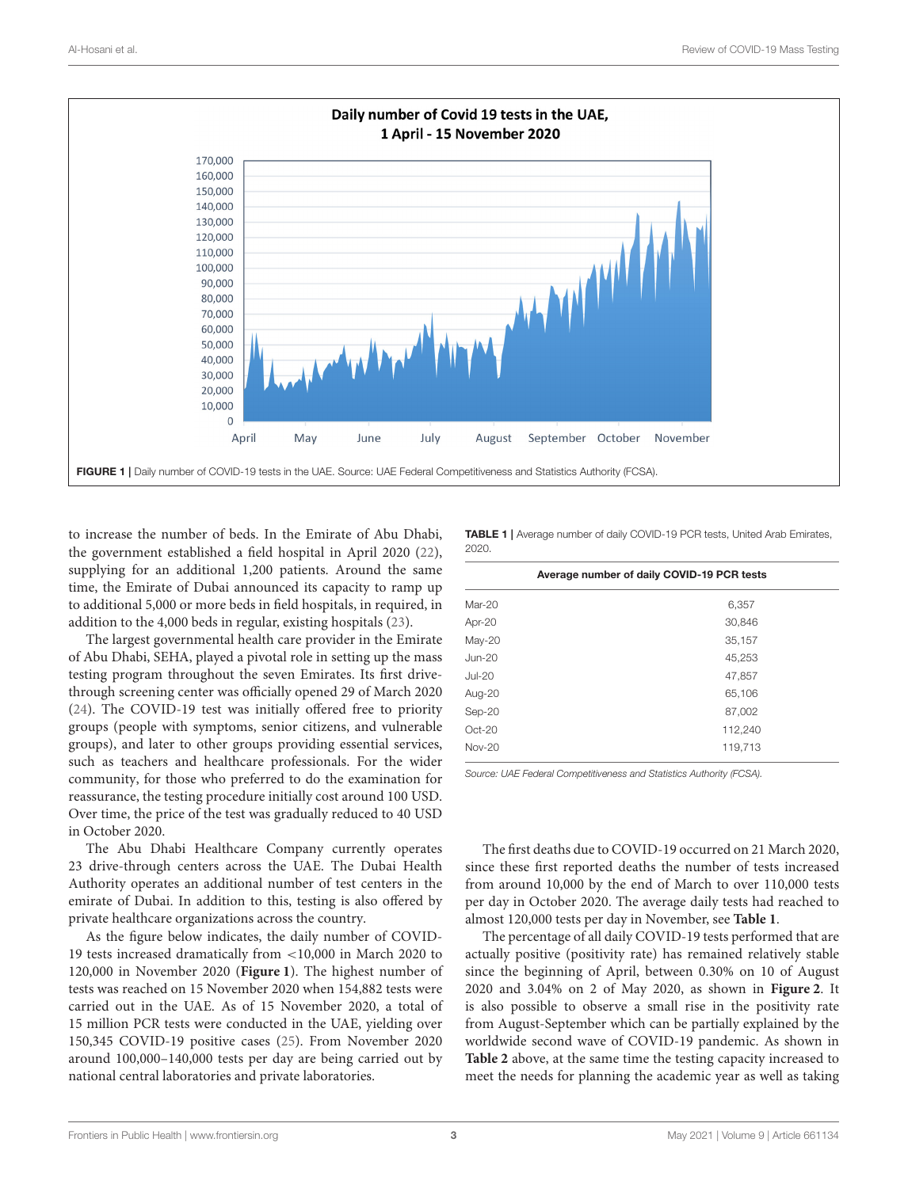FIGURE 1 | Daily number of COVID-19 tests in the UAE. Source: UAE Federal Competitiveness and Statistics Authority (FCSA).

to increase the number of beds. In the Emirate of Abu Dhabi, the government established a field hospital in April 2020 (22), supplying for an additional 1,200 patients. Around the same time, the Emirate of Dubai announced its capacity to ramp up to additional 5,000 or more beds in field hospitals, in required, in addition to the 4,000 beds in regular, existing hospitals (23).

The largest governmental health care provider in the Emirate of Abu Dhabi, SEHA, played a pivotal role in setting up the mass testing program throughout the seven Emirates. Its first drive-through screening center was officially opened 29 of March 2020 (24). The COVID-19 test was initially offered free to priority groups (people with symptoms, senior citizens, and vulnerable groups), and later to other groups providing essential services, such as teachers and healthcare professionals. For the wider community, for those who preferred to do the examination for reassurance, the testing procedure initially cost around 100 USD. Over time, the price of the test was gradually reduced to 40 USD in October 2020.

The Abu Dhabi Healthcare Company currently operates 23 drive-through centers across the UAE. The Dubai Health Authority operates an additional number of test centers in the emirate of Dubai. In addition to this, testing is also offered by private healthcare organizations across the country.

As the figure below indicates, the daily number of COVID-19 tests increased dramatically from <10,000 in March 2020 to 120,000 in November 2020 (**Figure 1**). The highest number of tests was reached on 15 November 2020 when 154,882 tests were carried out in the UAE. As of 15 November 2020, a total of 15 million PCR tests were conducted in the UAE, yielding over 150,345 COVID-19 positive cases (25). From November 2020 around 100,000–140,000 tests per day are being carried out by national central laboratories and private laboratories.

**TABLE 1** | Average number of daily COVID-19 PCR tests, United Arab Emirates, 2020.

| | Average number of daily COVID-19 PCR tests |
|---|---|
| Mar-20 | 6,357 |
| Apr-20 | 30,846 |
| May-20 | 35,157 |
| Jun-20 | 45,253 |
| Jul-20 | 47,857 |
| Aug-20 | 65,106 |
| Sep-20 | 87,002 |
| Oct-20 | 112,240 |
| Nov-20 | 119,713 |

*Source: UAE Federal Competitiveness and Statistics Authority (FCSA).*

The first deaths due to COVID-19 occurred on 21 March 2020, since these first reported deaths the number of tests increased from around 10,000 by the end of March to over 110,000 tests per day in October 2020. The average daily tests had reached to almost 120,000 tests per day in November, see **Table 1**.

The percentage of all daily COVID-19 tests performed that are actually positive (positivity rate) has remained relatively stable since the beginning of April, between 0.30% on 10 of August 2020 and 3.04% on 2 of May 2020, as shown in **Figure 2**. It is also possible to observe a small rise in the positivity rate from August-September which can be partially explained by the worldwide second wave of COVID-19 pandemic. As shown in **Table 2** above, at the same time the testing capacity increased to meet the needs for planning the academic year as well as taking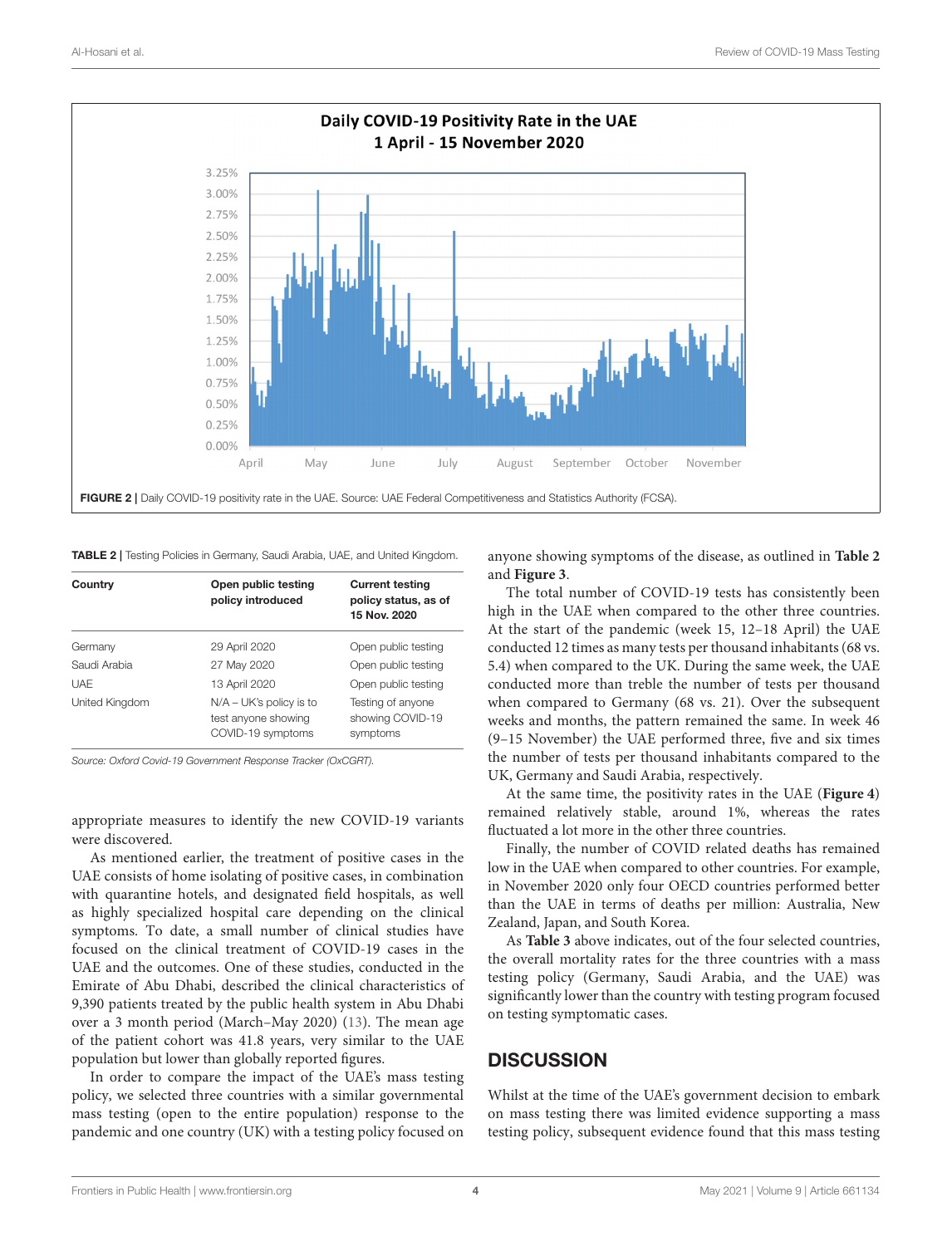FIGURE 2 | Daily COVID-19 positivity rate in the UAE. Source: UAE Federal Competitiveness and Statistics Authority (FCSA).

TABLE 2 | Testing Policies in Germany, Saudi Arabia, UAE, and United Kingdom.

| Country | Open public testing policy introduced | Current testing policy status, as of 15 Nov. 2020 |
|---|---|---|
| Germany | 29 April 2020 | Open public testing |
| Saudi Arabia | 27 May 2020 | Open public testing |
| UAE | 13 April 2020 | Open public testing |
| United Kingdom | N/A – UK's policy is to test anyone showing COVID-19 symptoms | Testing of anyone showing COVID-19 symptoms |

*Source: Oxford Covid-19 Government Response Tracker (OxCGRT).*

appropriate measures to identify the new COVID-19 variants were discovered.

As mentioned earlier, the treatment of positive cases in the UAE consists of home isolating of positive cases, in combination with quarantine hotels, and designated field hospitals, as well as highly specialized hospital care depending on the clinical symptoms. To date, a small number of clinical studies have focused on the clinical treatment of COVID-19 cases in the UAE and the outcomes. One of these studies, conducted in the Emirate of Abu Dhabi, described the clinical characteristics of 9,390 patients treated by the public health system in Abu Dhabi over a 3 month period (March–May 2020) (13). The mean age of the patient cohort was 41.8 years, very similar to the UAE population but lower than globally reported figures.

In order to compare the impact of the UAE's mass testing policy, we selected three countries with a similar governmental mass testing (open to the entire population) response to the pandemic and one country (UK) with a testing policy focused on anyone showing symptoms of the disease, as outlined in **Table 2** and **Figure 3**.

The total number of COVID-19 tests has consistently been high in the UAE when compared to the other three countries. At the start of the pandemic (week 15, 12–18 April) the UAE conducted 12 times as many tests per thousand inhabitants (68 vs. 5.4) when compared to the UK. During the same week, the UAE conducted more than treble the number of tests per thousand when compared to Germany (68 vs. 21). Over the subsequent weeks and months, the pattern remained the same. In week 46 (9–15 November) the UAE performed three, five and six times the number of tests per thousand inhabitants compared to the UK, Germany and Saudi Arabia, respectively.

At the same time, the positivity rates in the UAE (**Figure 4**) remained relatively stable, around 1%, whereas the rates fluctuated a lot more in the other three countries.

Finally, the number of COVID related deaths has remained low in the UAE when compared to other countries. For example, in November 2020 only four OECD countries performed better than the UAE in terms of deaths per million: Australia, New Zealand, Japan, and South Korea.

As **Table 3** above indicates, out of the four selected countries, the overall mortality rates for the three countries with a mass testing policy (Germany, Saudi Arabia, and the UAE) was significantly lower than the country with testing program focused on testing symptomatic cases.

## DISCUSSION

Whilst at the time of the UAE's government decision to embark on mass testing there was limited evidence supporting a mass testing policy, subsequent evidence found that this mass testing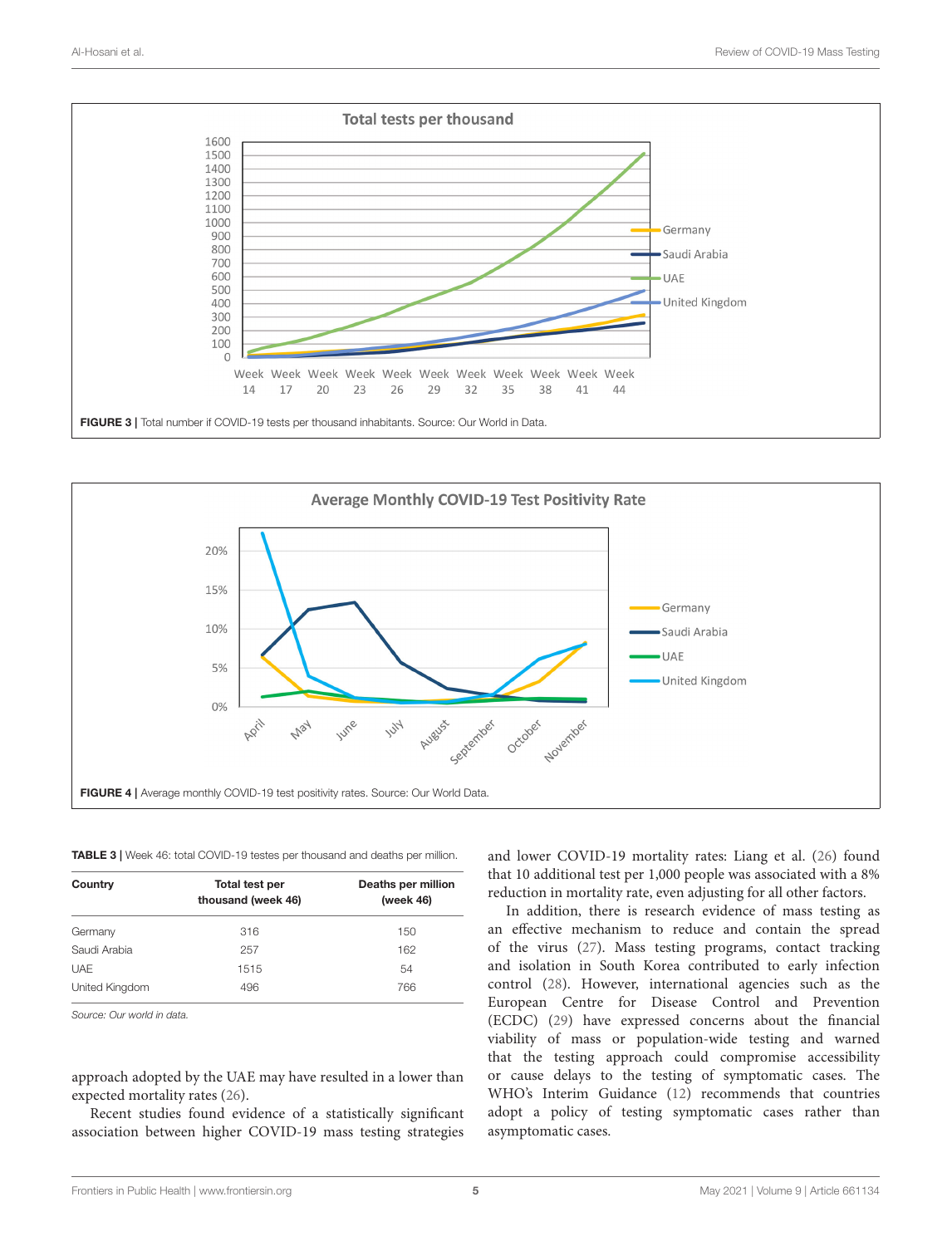FIGURE 3 | Total number if COVID-19 tests per thousand inhabitants. Source: Our World in Data.

FIGURE 4 | Average monthly COVID-19 test positivity rates. Source: Our World Data.

**TABLE 3** | Week 46: total COVID-19 testes per thousand and deaths per million.

| Country | Total test per thousand (week 46) | Deaths per million (week 46) |
|---|---|---|
| Germany | 316 | 150 |
| Saudi Arabia | 257 | 162 |
| UAE | 1515 | 54 |
| United Kingdom | 496 | 766 |

*Source: Our world in data.*

approach adopted by the UAE may have resulted in a lower than expected mortality rates (26).

Recent studies found evidence of a statistically significant association between higher COVID-19 mass testing strategies and lower COVID-19 mortality rates: Liang et al. (26) found that 10 additional test per 1,000 people was associated with a 8% reduction in mortality rate, even adjusting for all other factors.

In addition, there is research evidence of mass testing as an effective mechanism to reduce and contain the spread of the virus (27). Mass testing programs, contact tracking and isolation in South Korea contributed to early infection control (28). However, international agencies such as the European Centre for Disease Control and Prevention (ECDC) (29) have expressed concerns about the financial viability of mass or population-wide testing and warned that the testing approach could compromise accessibility or cause delays to the testing of symptomatic cases. The WHO's Interim Guidance (12) recommends that countries adopt a policy of testing symptomatic cases rather than asymptomatic cases.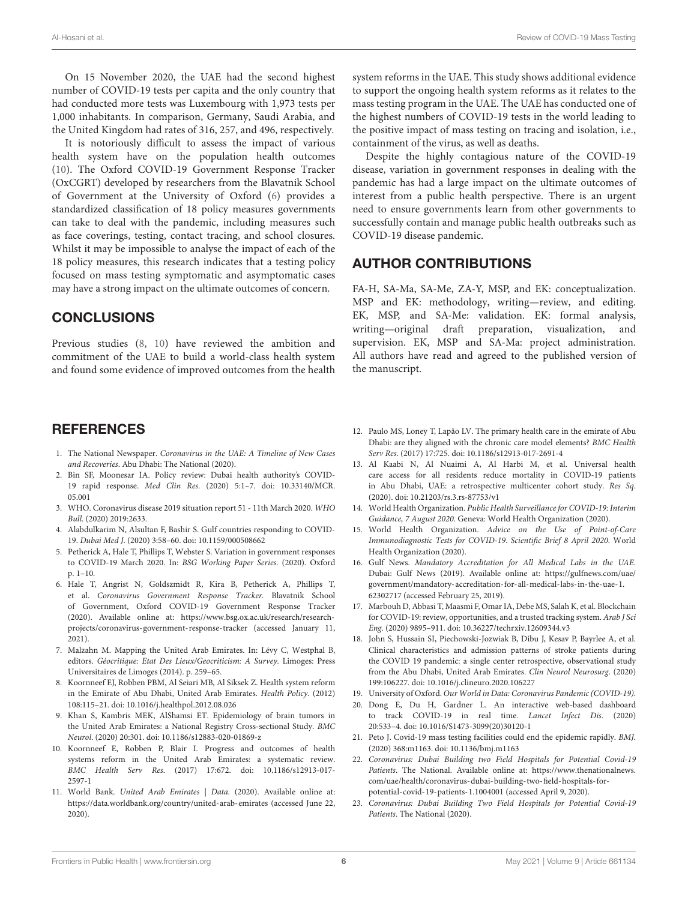On 15 November 2020, the UAE had the second highest number of COVID-19 tests per capita and the only country that had conducted more tests was Luxembourg with 1,973 tests per 1,000 inhabitants. In comparison, Germany, Saudi Arabia, and the United Kingdom had rates of 316, 257, and 496, respectively.

It is notoriously difficult to assess the impact of various health system have on the population health outcomes (10). The Oxford COVID-19 Government Response Tracker (OxCGRT) developed by researchers from the Blavatnik School of Government at the University of Oxford (6) provides a standardized classification of 18 policy measures governments can take to deal with the pandemic, including measures such as face coverings, testing, contact tracing, and school closures. Whilst it may be impossible to analyse the impact of each of the 18 policy measures, this research indicates that a testing policy focused on mass testing symptomatic and asymptomatic cases may have a strong impact on the ultimate outcomes of concern.

## CONCLUSIONS

Previous studies (8, 10) have reviewed the ambition and commitment of the UAE to build a world-class health system and found some evidence of improved outcomes from the health system reforms in the UAE. This study shows additional evidence to support the ongoing health system reforms as it relates to the mass testing program in the UAE. The UAE has conducted one of the highest numbers of COVID-19 tests in the world leading to the positive impact of mass testing on tracing and isolation, i.e., containment of the virus, as well as deaths.

Despite the highly contagious nature of the COVID-19 disease, variation in government responses in dealing with the pandemic has had a large impact on the ultimate outcomes of interest from a public health perspective. There is an urgent need to ensure governments learn from other governments to successfully contain and manage public health outbreaks such as COVID-19 disease pandemic.

## AUTHOR CONTRIBUTIONS

FA-H, SA-Ma, SA-Me, ZA-Y, MSP, and EK: conceptualization. MSP and EK: methodology, writing—review, and editing. EK, MSP, and SA-Me: validation. EK: formal analysis, writing—original draft preparation, visualization, and supervision. EK, MSP and SA-Ma: project administration. All authors have read and agreed to the published version of the manuscript.

## REFERENCES

1. The National Newspaper. *Coronavirus in the UAE: A Timeline of New Cases and Recoveries*. Abu Dhabi: The National (2020).
2. Bin SF, Moonesar IA. Policy review: Dubai health authority's COVID-19 rapid response. *Med Clin Res*. (2020) 5:1–7. doi: 10.33140/MCR.05.001
3. WHO. Coronavirus disease 2019 situation report 51 - 11th March 2020. *WHO Bull*. (2020) 2019:2633.
4. Alabdulkarim N, Alsultan F, Bashir S. Gulf countries responding to COVID-19. *Dubai Med J*. (2020) 3:58–60. doi: 10.1159/000508662
5. Petherick A, Hale T, Phillips T, Webster S. Variation in government responses to COVID-19 March 2020. In: *BSG Working Paper Series*. (2020). Oxford p. 1–10.
6. Hale T, Angrist N, Goldszmidt R, Kira B, Petherick A, Phillips T, et al. *Coronavirus Government Response Tracker*. Blavatnik School of Government, Oxford COVID-19 Government Response Tracker (2020). Available online at: https://www.bsg.ox.ac.uk/research/research-projects/coronavirus-government-response-tracker (accessed January 11, 2021).
7. Malzahn M. Mapping the United Arab Emirates. In: Lévy C, Westphal B, editors. *Géocritique: Etat Des Lieux/Geocriticism: A Survey*. Limoges: Press Universitaires de Limoges (2014). p. 259–65.
8. Koornneef EJ, Robben PBM, Al Seiari MB, Al Siksek Z. Health system reform in the Emirate of Abu Dhabi, United Arab Emirates. *Health Policy*. (2012) 108:115–21. doi: 10.1016/j.healthpol.2012.08.026
9. Khan S, Kambris MEK, AlShamsi ET. Epidemiology of brain tumors in the United Arab Emirates: a National Registry Cross-sectional Study. *BMC Neurol*. (2020) 20:301. doi: 10.1186/s12883-020-01869-z
10. Koornneef E, Robben P, Blair I. Progress and outcomes of health systems reform in the United Arab Emirates: a systematic review. *BMC Health Serv Res*. (2017) 17:672. doi: 10.1186/s12913-017-2597-1
11. World Bank. *United Arab Emirates | Data*. (2020). Available online at: https://data.worldbank.org/country/united-arab-emirates (accessed June 22, 2020).
12. Paulo MS, Loney T, Lapão LV. The primary health care in the emirate of Abu Dhabi: are they aligned with the chronic care model elements? *BMC Health Serv Res*. (2017) 17:725. doi: 10.1186/s12913-017-2691-4
13. Al Kaabi N, Al Nuaimi A, Al Harbi M, et al. Universal health care access for all residents reduce mortality in COVID-19 patients in Abu Dhabi, UAE: a retrospective multicenter cohort study. *Res Sq*. (2020). doi: 10.21203/rs.3.rs-87753/v1
14. World Health Organization. *Public Health Surveillance for COVID-19: Interim Guidance, 7 August 2020*. Geneva: World Health Organization (2020).
15. World Health Organization. *Advice on the Use of Point-of-Care Immunodiagnostic Tests for COVID-19. Scientific Brief 8 April 2020*. World Health Organization (2020).
16. Gulf News. *Mandatory Accreditation for All Medical Labs in the UAE*. Dubai: Gulf News (2019). Available online at: https://gulfnews.com/uae/government/mandatory-accreditation-for-all-medical-labs-in-the-uae-1.62302717 (accessed February 25, 2019).
17. Marbouh D, Abbasi T, Maasmi F, Omar IA, Debe MS, Salah K, et al. Blockchain for COVID-19: review, opportunities, and a trusted tracking system. *Arab J Sci Eng*. (2020) 9895–911. doi: 10.36227/techrxiv.12609344.v3
18. John S, Hussain SI, Piechowski-Jozwiak B, Dibu J, Kesav P, Bayrlee A, et al. Clinical characteristics and admission patterns of stroke patients during the COVID 19 pandemic: a single center retrospective, observational study from the Abu Dhabi, United Arab Emirates. *Clin Neurol Neurosurg*. (2020) 199:106227. doi: 10.1016/j.clineuro.2020.106227
19. University of Oxford. *Our World in Data: Coronavirus Pandemic (COVID-19)*.
20. Dong E, Du H, Gardner L. An interactive web-based dashboard to track COVID-19 in real time. *Lancet Infect Dis*. (2020) 20:533–4. doi: 10.1016/S1473-3099(20)30120-1
21. Peto J. Covid-19 mass testing facilities could end the epidemic rapidly. *BMJ*. (2020) 368:m1163. doi: 10.1136/bmj.m1163
22. *Coronavirus: Dubai Building two Field Hospitals for Potential Covid-19 Patients*. The National. Available online at: https://www.thenationalnews.com/uae/health/coronavirus-dubai-building-two-field-hospitals-for-potential-covid-19-patients-1.1004001 (accessed April 9, 2020).
23. *Coronavirus: Dubai Building Two Field Hospitals for Potential Covid-19 Patients*. The National (2020).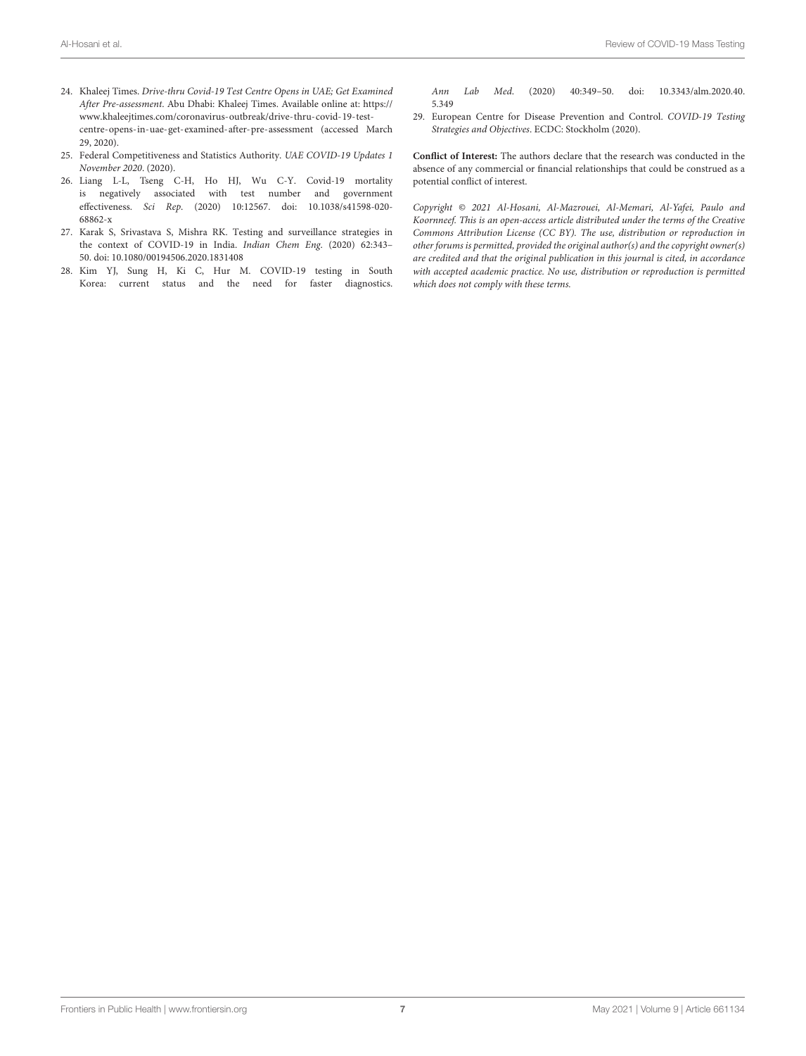24. Khaleej Times. *Drive-thru Covid-19 Test Centre Opens in UAE; Get Examined After Pre-assessment*. Abu Dhabi: Khaleej Times. Available online at: https://www.khaleejtimes.com/coronavirus-outbreak/drive-thru-covid-19-test-centre-opens-in-uae-get-examined-after-pre-assessment (accessed March 29, 2020).
25. Federal Competitiveness and Statistics Authority. *UAE COVID-19 Updates 1 November 2020*. (2020).
26. Liang L-L, Tseng C-H, Ho HJ, Wu C-Y. Covid-19 mortality is negatively associated with test number and government effectiveness. *Sci Rep*. (2020) 10:12567. doi: 10.1038/s41598-020-68862-x
27. Karak S, Srivastava S, Mishra RK. Testing and surveillance strategies in the context of COVID-19 in India. *Indian Chem Eng*. (2020) 62:343–50. doi: 10.1080/00194506.2020.1831408
28. Kim YJ, Sung H, Ki C, Hur M. COVID-19 testing in South Korea: current status and the need for faster diagnostics. *Ann Lab Med*. (2020) 40:349–50. doi: 10.3343/alm.2020.40.5.349
29. European Centre for Disease Prevention and Control. *COVID-19 Testing Strategies and Objectives*. ECDC: Stockholm (2020).

**Conflict of Interest:** The authors declare that the research was conducted in the absence of any commercial or financial relationships that could be construed as a potential conflict of interest.

*Copyright © 2021 Al-Hosani, Al-Mazrouei, Al-Memari, Al-Yafei, Paulo and Koornneef. This is an open-access article distributed under the terms of the Creative Commons Attribution License (CC BY). The use, distribution or reproduction in other forums is permitted, provided the original author(s) and the copyright owner(s) are credited and that the original publication in this journal is cited, in accordance with accepted academic practice. No use, distribution or reproduction is permitted which does not comply with these terms.*